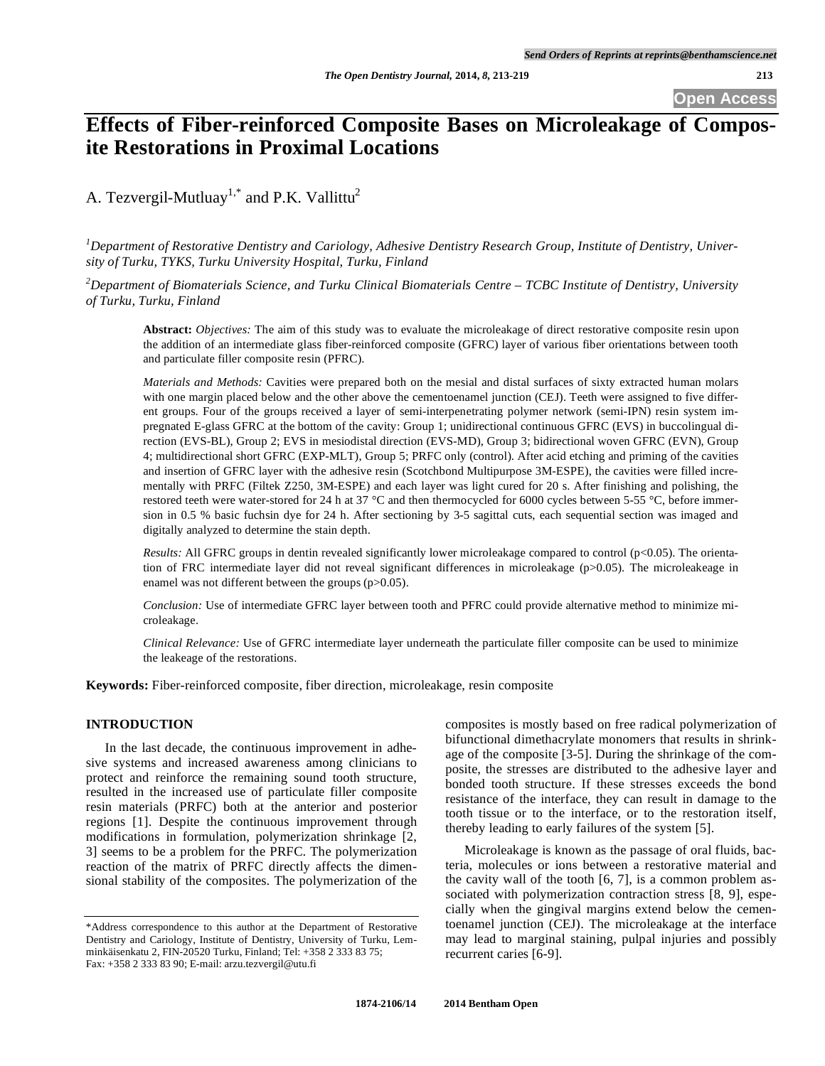# Effects of Fiber-reinforced Composite Bases on Microleakage of Composite Restorations in Proximal Locations

A. Tezvergil-Mutluay[1,*] and P.K. Vallittu[2]

[1]*Department of Restorative Dentistry and Cariology, Adhesive Dentistry Research Group, Institute of Dentistry, University of Turku, TYKS, Turku University Hospital, Turku, Finland*

[2]*Department of Biomaterials Science, and Turku Clinical Biomaterials Centre – TCBC Institute of Dentistry, University of Turku, Turku, Finland*

**Abstract:** *Objectives:* The aim of this study was to evaluate the microleakage of direct restorative composite resin upon the addition of an intermediate glass fiber-reinforced composite (GFRC) layer of various fiber orientations between tooth and particulate filler composite resin (PFRC).

*Materials and Methods:* Cavities were prepared both on the mesial and distal surfaces of sixty extracted human molars with one margin placed below and the other above the cementoenamel junction (CEJ). Teeth were assigned to five different groups. Four of the groups received a layer of semi-interpenetrating polymer network (semi-IPN) resin system impregnated E-glass GFRC at the bottom of the cavity: Group 1; unidirectional continuous GFRC (EVS) in buccolingual direction (EVS-BL), Group 2; EVS in mesiodistal direction (EVS-MD), Group 3; bidirectional woven GFRC (EVN), Group 4; multidirectional short GFRC (EXP-MLT), Group 5; PRFC only (control). After acid etching and priming of the cavities and insertion of GFRC layer with the adhesive resin (Scotchbond Multipurpose 3M-ESPE), the cavities were filled incrementally with PRFC (Filtek Z250, 3M-ESPE) and each layer was light cured for 20 s. After finishing and polishing, the restored teeth were water-stored for 24 h at 37 °C and then thermocycled for 6000 cycles between 5-55 °C, before immersion in 0.5 % basic fuchsin dye for 24 h. After sectioning by 3-5 sagittal cuts, each sequential section was imaged and digitally analyzed to determine the stain depth.

*Results:* All GFRC groups in dentin revealed significantly lower microleakage compared to control ($p<0.05$). The orientation of FRC intermediate layer did not reveal significant differences in microleakage ($p>0.05$). The microleakeage in enamel was not different between the groups ($p>0.05$).

*Conclusion:* Use of intermediate GFRC layer between tooth and PFRC could provide alternative method to minimize microleakage.

*Clinical Relevance:* Use of GFRC intermediate layer underneath the particulate filler composite can be used to minimize the leakeage of the restorations.

**Keywords:** Fiber-reinforced composite, fiber direction, microleakage, resin composite

## INTRODUCTION

In the last decade, the continuous improvement in adhesive systems and increased awareness among clinicians to protect and reinforce the remaining sound tooth structure, resulted in the increased use of particulate filler composite resin materials (PRFC) both at the anterior and posterior regions [1]. Despite the continuous improvement through modifications in formulation, polymerization shrinkage [2, 3] seems to be a problem for the PRFC. The polymerization reaction of the matrix of PRFC directly affects the dimensional stability of the composites. The polymerization of the composites is mostly based on free radical polymerization of bifunctional dimethacrylate monomers that results in shrinkage of the composite [3-5]. During the shrinkage of the composite, the stresses are distributed to the adhesive layer and bonded tooth structure. If these stresses exceeds the bond resistance of the interface, they can result in damage to the tooth tissue or to the interface, or to the restoration itself, thereby leading to early failures of the system [5].

Microleakage is known as the passage of oral fluids, bacteria, molecules or ions between a restorative material and the cavity wall of the tooth [6, 7], is a common problem associated with polymerization contraction stress [8, 9], especially when the gingival margins extend below the cementoenamel junction (CEJ). The microleakage at the interface may lead to marginal staining, pulpal injuries and possibly recurrent caries [6-9].

*Address correspondence to this author at the Department of Restorative Dentistry and Cariology, Institute of Dentistry, University of Turku, Lemminkäisenkatu 2, FIN-20520 Turku, Finland; Tel: +358 2 333 83 75; Fax: +358 2 333 83 90; E-mail: arzu.tezvergil@utu.fi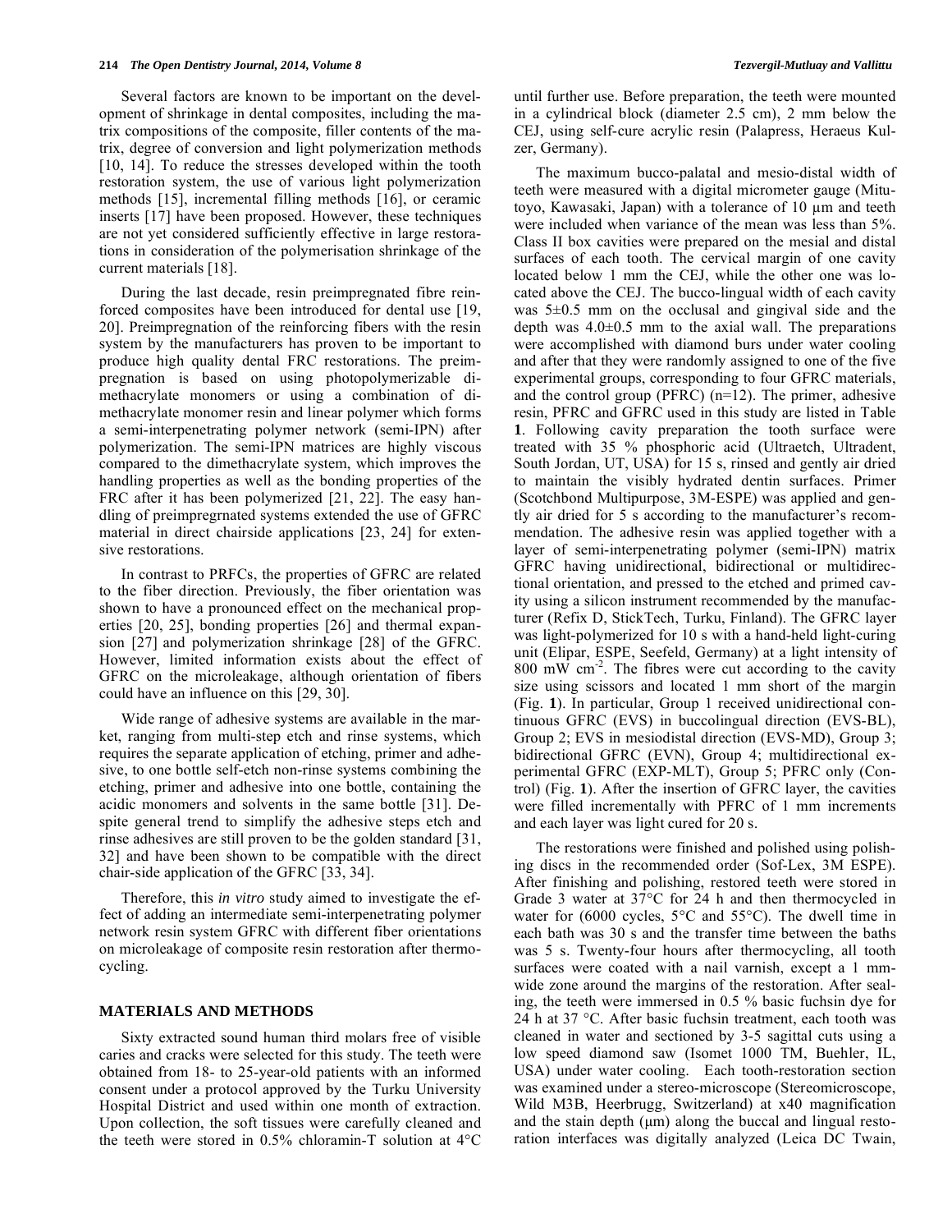Several factors are known to be important on the development of shrinkage in dental composites, including the matrix compositions of the composite, filler contents of the matrix, degree of conversion and light polymerization methods [10, 14]. To reduce the stresses developed within the tooth restoration system, the use of various light polymerization methods [15], incremental filling methods [16], or ceramic inserts [17] have been proposed. However, these techniques are not yet considered sufficiently effective in large restorations in consideration of the polymerisation shrinkage of the current materials [18].

During the last decade, resin preimpregnated fibre reinforced composites have been introduced for dental use [19, 20]. Preimpregnation of the reinforcing fibers with the resin system by the manufacturers has proven to be important to produce high quality dental FRC restorations. The preimpregnation is based on using photopolymerizable dimethacrylate monomers or using a combination of dimethacrylate monomer resin and linear polymer which forms a semi-interpenetrating polymer network (semi-IPN) after polymerization. The semi-IPN matrices are highly viscous compared to the dimethacrylate system, which improves the handling properties as well as the bonding properties of the FRC after it has been polymerized [21, 22]. The easy handling of preimpregrnated systems extended the use of GFRC material in direct chairside applications [23, 24] for extensive restorations.

In contrast to PRFCs, the properties of GFRC are related to the fiber direction. Previously, the fiber orientation was shown to have a pronounced effect on the mechanical properties [20, 25], bonding properties [26] and thermal expansion [27] and polymerization shrinkage [28] of the GFRC. However, limited information exists about the effect of GFRC on the microleakage, although orientation of fibers could have an influence on this [29, 30].

Wide range of adhesive systems are available in the market, ranging from multi-step etch and rinse systems, which requires the separate application of etching, primer and adhesive, to one bottle self-etch non-rinse systems combining the etching, primer and adhesive into one bottle, containing the acidic monomers and solvents in the same bottle [31]. Despite general trend to simplify the adhesive steps etch and rinse adhesives are still proven to be the golden standard [31, 32] and have been shown to be compatible with the direct chair-side application of the GFRC [33, 34].

Therefore, this *in vitro* study aimed to investigate the effect of adding an intermediate semi-interpenetrating polymer network resin system GFRC with different fiber orientations on microleakage of composite resin restoration after thermocycling.

## MATERIALS AND METHODS

Sixty extracted sound human third molars free of visible caries and cracks were selected for this study. The teeth were obtained from 18- to 25-year-old patients with an informed consent under a protocol approved by the Turku University Hospital District and used within one month of extraction. Upon collection, the soft tissues were carefully cleaned and the teeth were stored in 0.5% chloramin-T solution at 4°C until further use. Before preparation, the teeth were mounted in a cylindrical block (diameter 2.5 cm), 2 mm below the CEJ, using self-cure acrylic resin (Palapress, Heraeus Kulzer, Germany).

The maximum bucco-palatal and mesio-distal width of teeth were measured with a digital micrometer gauge (Mitutoyo, Kawasaki, Japan) with a tolerance of 10 μm and teeth were included when variance of the mean was less than 5%. Class II box cavities were prepared on the mesial and distal surfaces of each tooth. The cervical margin of one cavity located below 1 mm the CEJ, while the other one was located above the CEJ. The bucco-lingual width of each cavity was 5±0.5 mm on the occlusal and gingival side and the depth was 4.0±0.5 mm to the axial wall. The preparations were accomplished with diamond burs under water cooling and after that they were randomly assigned to one of the five experimental groups, corresponding to four GFRC materials, and the control group (PFRC) (n=12). The primer, adhesive resin, PFRC and GFRC used in this study are listed in Table **1**. Following cavity preparation the tooth surface were treated with 35 % phosphoric acid (Ultraetch, Ultradent, South Jordan, UT, USA) for 15 s, rinsed and gently air dried to maintain the visibly hydrated dentin surfaces. Primer (Scotchbond Multipurpose, 3M-ESPE) was applied and gently air dried for 5 s according to the manufacturer's recommendation. The adhesive resin was applied together with a layer of semi-interpenetrating polymer (semi-IPN) matrix GFRC having unidirectional, bidirectional or multidirectional orientation, and pressed to the etched and primed cavity using a silicon instrument recommended by the manufacturer (Refix D, StickTech, Turku, Finland). The GFRC layer was light-polymerized for 10 s with a hand-held light-curing unit (Elipar, ESPE, Seefeld, Germany) at a light intensity of 800 mW cm$^{-2}$. The fibres were cut according to the cavity size using scissors and located 1 mm short of the margin (Fig. **1**). In particular, Group 1 received unidirectional continuous GFRC (EVS) in buccolingual direction (EVS-BL), Group 2; EVS in mesiodistal direction (EVS-MD), Group 3; bidirectional GFRC (EVN), Group 4; multidirectional experimental GFRC (EXP-MLT), Group 5; PFRC only (Control) (Fig. **1**). After the insertion of GFRC layer, the cavities were filled incrementally with PFRC of 1 mm increments and each layer was light cured for 20 s.

The restorations were finished and polished using polishing discs in the recommended order (Sof-Lex, 3M ESPE). After finishing and polishing, restored teeth were stored in Grade 3 water at 37°C for 24 h and then thermocycled in water for (6000 cycles, 5°C and 55°C). The dwell time in each bath was 30 s and the transfer time between the baths was 5 s. Twenty-four hours after thermocycling, all tooth surfaces were coated with a nail varnish, except a 1 mm-wide zone around the margins of the restoration. After sealing, the teeth were immersed in 0.5 % basic fuchsin dye for 24 h at 37 °C. After basic fuchsin treatment, each tooth was cleaned in water and sectioned by 3-5 sagittal cuts using a low speed diamond saw (Isomet 1000 TM, Buehler, IL, USA) under water cooling. Each tooth-restoration section was examined under a stereo-microscope (Stereomicroscope, Wild M3B, Heerbrugg, Switzerland) at x40 magnification and the stain depth (μm) along the buccal and lingual restoration interfaces was digitally analyzed (Leica DC Twain,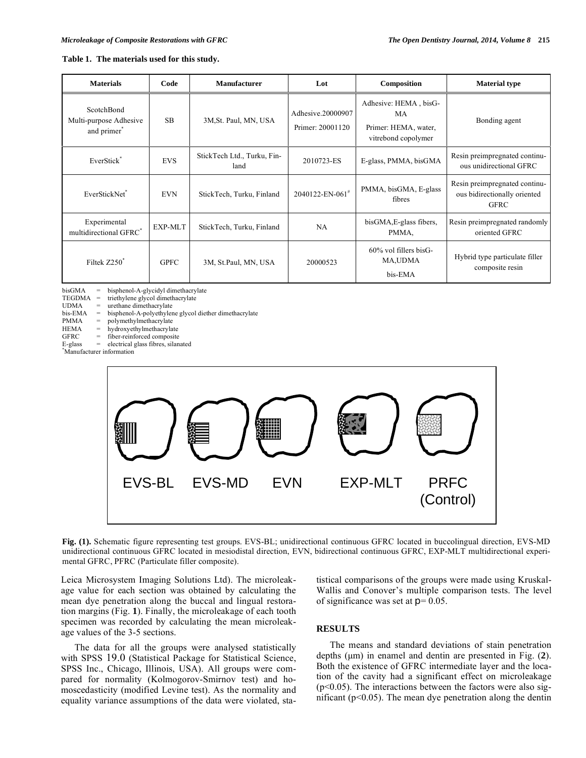**Table 1. The materials used for this study.**

| Materials | Code | Manufacturer | Lot | Composition | Material type |
|---|---|---|---|---|---|
| ScotchBond Multi-purpose Adhesive and primer* | SB | 3M,St. Paul, MN, USA | Adhesive.20000907 Primer: 20001120 | Adhesive: HEMA , bisG-MA Primer: HEMA, water, vitrebond copolymer | Bonding agent |
| EverStick* | EVS | StickTech Ltd., Turku, Finland | 2010723-ES | E-glass, PMMA, bisGMA | Resin preimpregnated continuous unidirectional GFRC |
| EverStickNet* | EVN | StickTech, Turku, Finland | 2040122-EN-061# | PMMA, bisGMA, E-glass fibres | Resin preimpregnated continuous bidirectionally oriented GFRC |
| Experimental multidirectional GFRC* | EXP-MLT | StickTech, Turku, Finland | NA | bisGMA,E-glass fibers, PMMA, | Resin preimpregnated randomly oriented GFRC |
| Filtek Z250* | GPFC | 3M, St.Paul, MN, USA | 20000523 | 60% vol fillers bisG-MA,UDMA bis-EMA | Hybrid type particulate filler composite resin |

bisGMA = bisphenol-A-glycidyl dimethacrylate
TEGDMA = triethylene glycol dimethacrylate
UDMA = urethane dimethacrylate
bis-EMA = bisphenol-A-polyethylene glycol diether dimethacrylate
PMMA = polymethylmethacrylate
HEMA = hydroxyethylmethacrylate
GFRC = fiber-reinforced composite
E-glass = electrical glass fibres, silanated
*Manufacturer information

**Fig. (1).** Schematic figure representing test groups. EVS-BL; unidirectional continuous GFRC located in buccolingual direction, EVS-MD unidirectional continuous GFRC located in mesiodistal direction, EVN, bidirectional continuous GFRC, EXP-MLT multidirectional experimental GFRC, PFRC (Particulate filler composite).

Leica Microsystem Imaging Solutions Ltd). The microleakage value for each section was obtained by calculating the mean dye penetration along the buccal and lingual restoration margins (Fig. **1**). Finally, the microleakage of each tooth specimen was recorded by calculating the mean microleakage values of the 3-5 sections.

The data for all the groups were analysed statistically with SPSS 19.0 (Statistical Package for Statistical Science, SPSS Inc., Chicago, Illinois, USA). All groups were compared for normality (Kolmogorov-Smirnov test) and homoscedasticity (modified Levine test). As the normality and equality variance assumptions of the data were violated, statistical comparisons of the groups were made using Kruskal-Wallis and Conover's multiple comparison tests. The level of significance was set at $p = 0.05$.

## RESULTS

The means and standard deviations of stain penetration depths (μm) in enamel and dentin are presented in Fig. (**2**). Both the existence of GFRC intermediate layer and the location of the cavity had a significant effect on microleakage ($p<0.05$). The interactions between the factors were also significant ($p<0.05$). The mean dye penetration along the dentin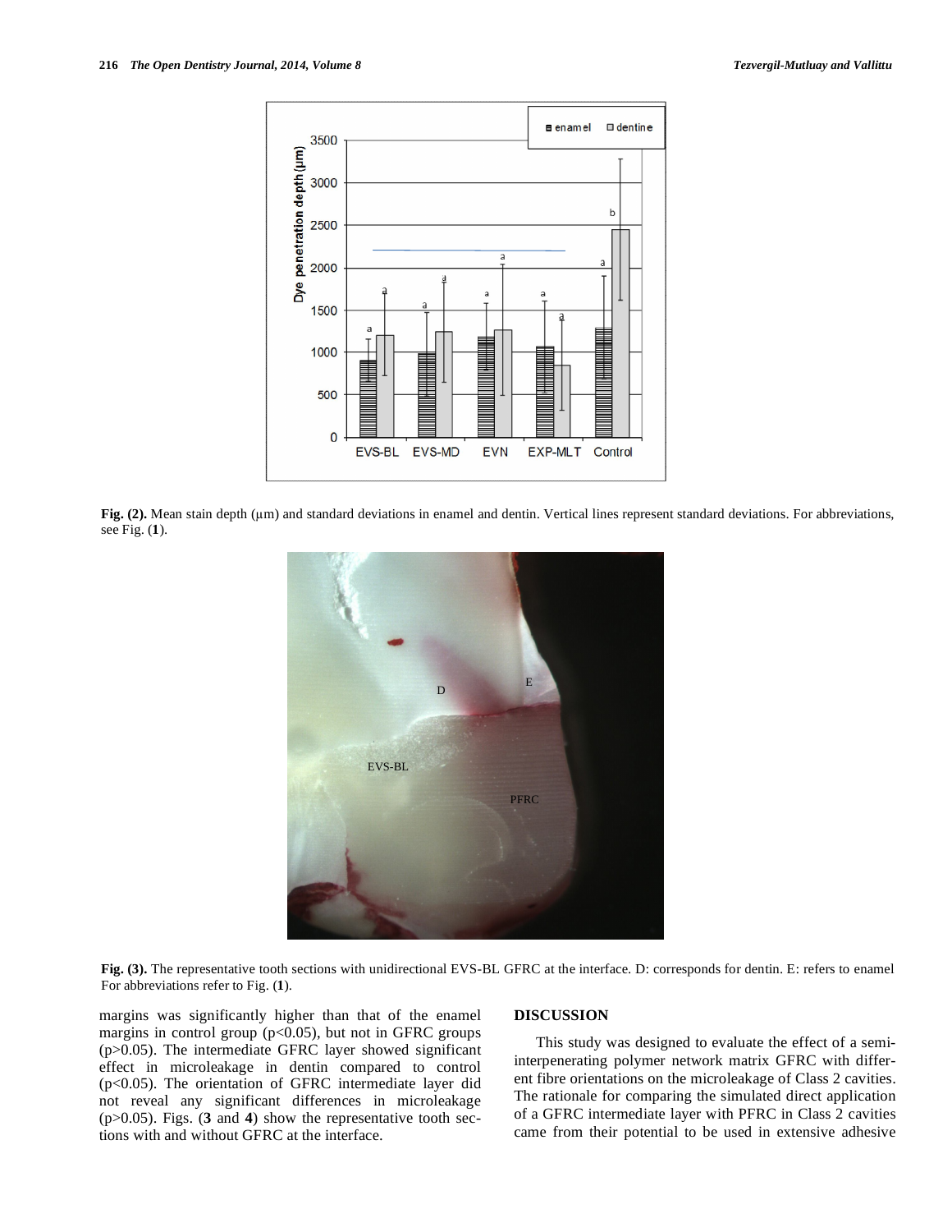Fig. (2). Mean stain depth (μm) and standard deviations in enamel and dentin. Vertical lines represent standard deviations. For abbreviations, see Fig. (1).

Fig. (3). The representative tooth sections with unidirectional EVS-BL GFRC at the interface. D: corresponds for dentin. E: refers to enamel For abbreviations refer to Fig. (1).

margins was significantly higher than that of the enamel margins in control group ($p<0.05$), but not in GFRC groups ($p>0.05$). The intermediate GFRC layer showed significant effect in microleakage in dentin compared to control ($p<0.05$). The orientation of GFRC intermediate layer did not reveal any significant differences in microleakage ($p>0.05$). Figs. (3 and 4) show the representative tooth sections with and without GFRC at the interface.

## DISCUSSION

This study was designed to evaluate the effect of a semi-interpenetrating polymer network matrix GFRC with different fibre orientations on the microleakage of Class 2 cavities. The rationale for comparing the simulated direct application of a GFRC intermediate layer with PFRC in Class 2 cavities came from their potential to be used in extensive adhesive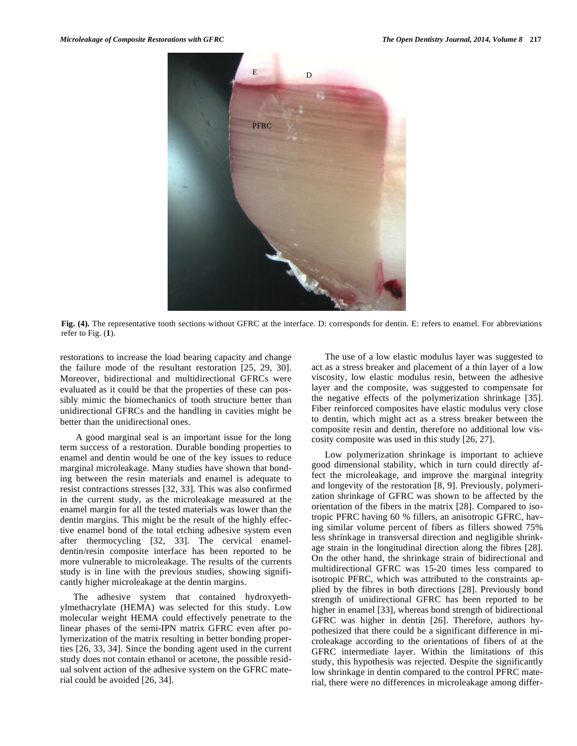Fig. (4). The representative tooth sections without GFRC at the interface. D: corresponds for dentin. E: refers to enamel. For abbreviations refer to Fig. (1).

restorations to increase the load bearing capacity and change the failure mode of the resultant restoration [25, 29, 30]. Moreover, bidirectional and multidirectional GFRCs were evaluated as it could be that the properties of these can possibly mimic the biomechanics of tooth structure better than unidirectional GFRCs and the handling in cavities might be better than the unidirectional ones.

A good marginal seal is an important issue for the long term success of a restoration. Durable bonding properties to enamel and dentin would be one of the key issues to reduce marginal microleakage. Many studies have shown that bonding between the resin materials and enamel is adequate to resist contractions stresses [32, 33]. This was also confirmed in the current study, as the microleakage measured at the enamel margin for all the tested materials was lower than the dentin margins. This might be the result of the highly effective enamel bond of the total etching adhesive system even after thermocycling [32, 33]. The cervical enamel-dentin/resin composite interface has been reported to be more vulnerable to microleakage. The results of the currents study is in line with the previous studies, showing significantly higher microleakage at the dentin margins.

The adhesive system that contained hydroxyethylmethacrylate (HEMA) was selected for this study. Low molecular weight HEMA could effectively penetrate to the linear phases of the semi-IPN matrix GFRC even after polymerization of the matrix resulting in better bonding properties [26, 33, 34]. Since the bonding agent used in the current study does not contain ethanol or acetone, the possible residual solvent action of the adhesive system on the GFRC material could be avoided [26, 34].

The use of a low elastic modulus layer was suggested to act as a stress breaker and placement of a thin layer of a low viscosity, low elastic modulus resin, between the adhesive layer and the composite, was suggested to compensate for the negative effects of the polymerization shrinkage [35]. Fiber reinforced composites have elastic modulus very close to dentin, which might act as a stress breaker between the composite resin and dentin, therefore no additional low viscosity composite was used in this study [26, 27].

Low polymerization shrinkage is important to achieve good dimensional stability, which in turn could directly affect the microleakage, and improve the marginal integrity and longevity of the restoration [8, 9]. Previously, polymerization shrinkage of GFRC was shown to be affected by the orientation of the fibers in the matrix [28]. Compared to isotropic PFRC having 60 % fillers, an anisotropic GFRC, having similar volume percent of fibers as fillers showed 75% less shrinkage in transversal direction and negligible shrinkage strain in the longitudinal direction along the fibres [28]. On the other hand, the shrinkage strain of bidirectional and multidirectional GFRC was 15-20 times less compared to isotropic PFRC, which was attributed to the constraints applied by the fibres in both directions [28]. Previously bond strength of unidirectional GFRC has been reported to be higher in enamel [33], whereas bond strength of bidirectional GFRC was higher in dentin [26]. Therefore, authors hypothesized that there could be a significant difference in microleakage according to the orientations of fibers of at the GFRC intermediate layer. Within the limitations of this study, this hypothesis was rejected. Despite the significantly low shrinkage in dentin compared to the control PFRC material, there were no differences in microleakage among differ-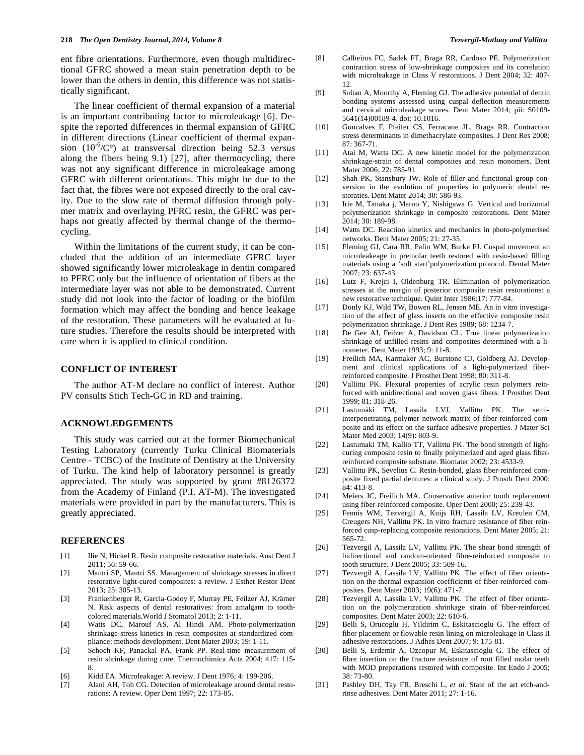ent fibre orientations. Furthermore, even though multidirectional GFRC showed a mean stain penetration depth to be lower than the others in dentin, this difference was not statistically significant.

The linear coefficient of thermal expansion of a material is an important contributing factor to microleakage [6]. Despite the reported differences in thermal expansion of GFRC in different directions (Linear coefficient of thermal expansion ($10^{-6}$/C°) at transversal direction being 52.3 *versus* along the fibers being 9.1) [27], after thermocycling, there was not any significant difference in microleakage among GFRC with different orientations. This might be due to the fact that, the fibres were not exposed directly to the oral cavity. Due to the slow rate of thermal diffusion through polymer matrix and overlaying PFRC resin, the GFRC was perhaps not greatly affected by thermal change of the thermocycling.

Within the limitations of the current study, it can be concluded that the addition of an intermediate GFRC layer showed significantly lower microleakage in dentin compared to PFRC only but the influence of orientation of fibers at the intermediate layer was not able to be demonstrated. Current study did not look into the factor of loading or the biofilm formation which may affect the bonding and hence leakage of the restoration. These parameters will be evaluated at future studies. Therefore the results should be interpreted with care when it is applied to clinical condition.

## CONFLICT OF INTEREST

The author AT-M declare no conflict of interest. Author PV consults Stich Tech-GC in RD and training.

## ACKNOWLEDGEMENTS

This study was carried out at the former Biomechanical Testing Laboratory (currently Turku Clinical Biomaterials Centre - TCBC) of the Institute of Dentistry at the University of Turku. The kind help of laboratory personnel is greatly appreciated. The study was supported by grant #8126372 from the Academy of Finland (P.I. AT-M). The investigated materials were provided in part by the manufacturers. This is greatly appreciated.

## REFERENCES

[1] Ilie N, Hickel R. Resin composite restorative materials. Aust Dent J 2011; 56: 59-66.

[2] Mantri SP, Mantri SS. Management of shrinkage stresses in direct restorative light-cured composites: a review. J Esthet Restor Dent 2013; 25: 305-13.

[3] Frankenberger R, Garcia-Godoy F, Murray PE, Feilzer AJ, Krämer N. Risk aspects of dental restoratives: from amalgam to tooth-colored materials.World J Stomatol 2013; 2: 1-11.

[4] Watts DC, Marouf AS, Al Hindi AM. Photo-polymerization shrinkage-stress kinetics in resin composites at standardized compliance: methods development. Dent Mater 2003; 19: 1-11.

[5] Schoch KF, Panackal PA, Frank PP. Real-time measurement of resin shrinkage during cure. Thermochimica Acta 2004; 417: 115-8.

[6] Kidd EA. Microleakage: A review. J Dent 1976; 4: 199-206.

[7] Alani AH, Toh CG. Detection of microleakage around dental restorations: A review. Oper Dent 1997; 22: 173-85.

[8] Calheiros FC, Sadek FT, Braga RR, Cardoso PE. Polymerization contraction stress of low-shrinkage composites and its correlation with microleakage in Class V restorations. J Dent 2004; 32: 407-12.

[9] Sultan A, Moorthy A, Fleming GJ. The adhesive potential of dentin bonding systems assessed using cuspal deflection measurements and cervical microleakage scores. Dent Mater 2014; pii: S0109-5641(14)00189-4. doi: 10.1016.

[10] Goncalves F, Pfeifer CS, Ferracane JL, Braga RR. Contraction stress determinants in dimethacrylate composites. J Dent Res 2008; 87: 367-71.

[11] Atai M, Watts DC. A new kinetic model for the polymerization shrinkage-strain of dental composites and resin monomers. Dent Mater 2006; 22: 785-91.

[12] Shah PK, Stansbury JW. Role of filler and functional group conversion in the evolution of properties in polymeric dental restoraties. Dent Mater 2014; 30: 586-93.

[13] Irie M, Tanaka j, Maruo Y, Nishigawa G. Vertical and horizontal polytmerization shrinkage in composite restorations. Dent Mater 2014; 30: 189-98.

[14] Watts DC. Reaction kinetics and mechanics in photo-polymerised networks. Dent Mater 2005; 21: 27-35.

[15] Fleming GJ, Cara RR, Palin WM, Burke FJ. Cuspal movement an microleakeage in premolar teeth restored with resin-based filling materials using a 'soft start'polymerization protocol. Dental Mater 2007; 23: 637-43.

[16] Lutz F, Krejci I, Oldenburg TR. Elimination of polymerization stresses at the margin of posterior composite resin restorations: a new restorative technique. Quint Inter 1986:17: 777-84.

[17] Donly KJ, Wild TW, Bowen RL, Jensen ME. An in vitro investigation of the effect of glass inserts on the effective composite resin polymerization shrinkage. J Dent Res 1989; 68: 1234-7.

[18] De Gee AJ, Feilzer A, Davidson CL. True linear polymerization shrinkage of unfilled resins and composites determined with a linometer. Dent Mater 1993; 9: 11-8.

[19] Freilich MA, Karmaker AC, Burstone CJ, Goldberg AJ. Development and clinical applications of a light-polymerized fiber-reinforced composite. J Prosthet Dent 1998; 80: 311-8.

[20] Vallittu PK. Flexural properties of acrylic resin polymers reinforced with unidirectional and woven glass fibers. J Prosthet Dent 1999; 81: 318-26.

[21] Lastumäki TM, Lassila LVJ, Vallittu PK. The semi-interpenetrating polymer network matrix of fiber-reinforced composite and its effect on the surface adhesive properties. J Mater Sci Mater Med 2003; 14(9): 803-9.

[22] Lastumaki TM, Kallio TT, Vallittu PK. The bond strength of light-curing composite resin to finally polymerized and aged glass fiber-reinforced composite substrate. Biomater 2002; 23: 4533-9.

[23] Vallittu PK, Sevelius C. Resin-bonded, glass fiber-reinforced composite fixed partial dentures: a clinical study. J Prosth Dent 2000; 84: 413-8.

[24] Meiers JC, Freilich MA. Conservative anterior tooth replacement using fiber-reinforced composite. Oper Dent 2000; 25: 239-43.

[25] Fennis WM, Tezvergil A, Kuijs RH, Lassila LV, Kreulen CM, Creugers NH, Vallittu PK. In vitro fracture resistance of fiber reinforced cusp-replacing composite restorations. Dent Mater 2005; 21: 565-72.

[26] Tezvergil A, Lassila LV, Vallittu PK. The shear bond strength of bidirectional and random-oriented fibre-reinforced composite to tooth structure. J Dent 2005; 33: 509-16.

[27] Tezvergil A, Lassila LV, Vallittu PK. The effect of fiber orientation on the thermal expansion coefficients of fiber-reinforced composites. Dent Mater 2003; 19(6): 471-7.

[28] Tezvergil A, Lassila LV, Vallittu PK. The effect of fiber orientation on the polymerization shrinkage strain of fiber-reinforced composites. Dent Mater 2003; 22: 610-6.

[29] Belli S, Orucoglu H, Yildirim C, Eskitascioglu G. The effect of fiber placement or flowable resin lining on microleakage in Class II adhesive restorations. J Adhes Dent 2007; 9: 175-81.

[30] Belli S, Erdemir A, Ozcopur M, Eskitascioglu G. The effect of fibre insertion on the fracture resistance of root filled molar teeth with MOD preperations restored with composite. Int Endo J 2005; 38: 73-80.

[31] Pashley DH, Tay FR, Breschi L, *et al.* State of the art etch-and-rinse adhesives. Dent Mater 2011; 27: 1-16.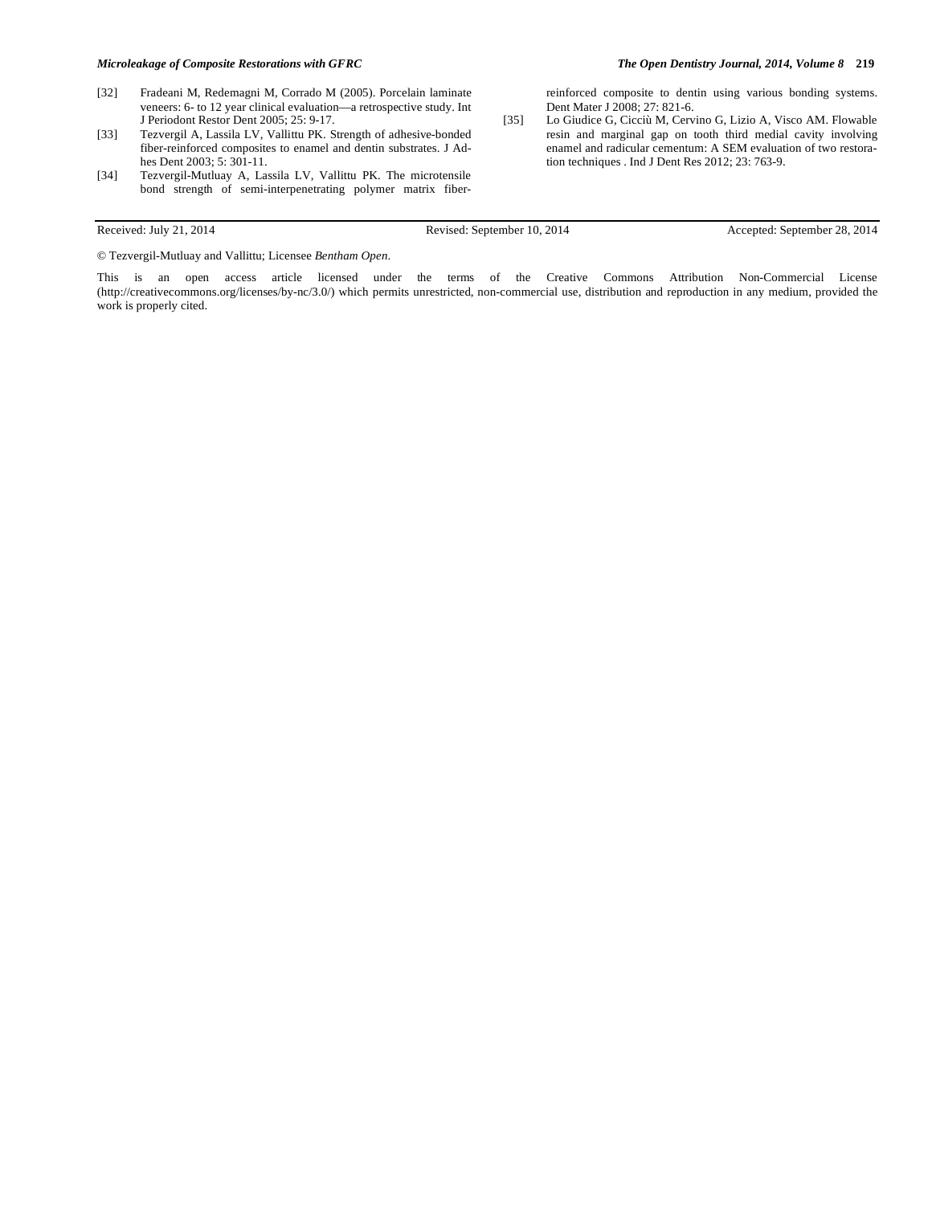[32] Fradeani M, Redemagni M, Corrado M (2005). Porcelain laminate veneers: 6- to 12 year clinical evaluation—a retrospective study. Int J Periodont Restor Dent 2005; 25: 9-17.

[33] Tezvergil A, Lassila LV, Vallittu PK. Strength of adhesive-bonded fiber-reinforced composites to enamel and dentin substrates. J Adhes Dent 2003; 5: 301-11.

[34] Tezvergil-Mutluay A, Lassila LV, Vallittu PK. The microtensile bond strength of semi-interpenetrating polymer matrix fiber-reinforced composite to dentin using various bonding systems. Dent Mater J 2008; 27: 821-6.

[35] Lo Giudice G, Cicciù M, Cervino G, Lizio A, Visco AM. Flowable resin and marginal gap on tooth third medial cavity involving enamel and radicular cementum: A SEM evaluation of two restoration techniques . Ind J Dent Res 2012; 23: 763-9.

Received: July 21, 2014 Revised: September 10, 2014 Accepted: September 28, 2014

© Tezvergil-Mutluay and Vallittu; Licensee *Bentham Open*.

This is an open access article licensed under the terms of the Creative Commons Attribution Non-Commercial License (http://creativecommons.org/licenses/by-nc/3.0/) which permits unrestricted, non-commercial use, distribution and reproduction in any medium, provided the work is properly cited.